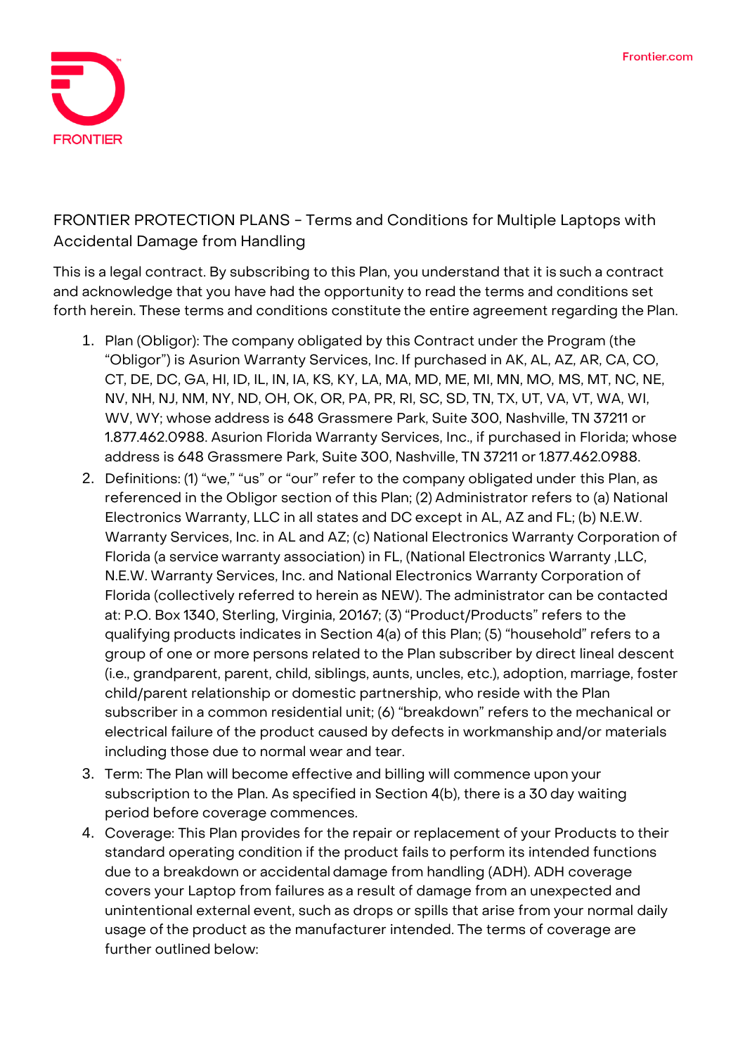FRONTIER

Frontier.com

# FRONTIER PROTECTION PLANS - Terms and Conditions for Multiple Laptops with Accidental Damage from Handling

This is a legal contract. By subscribing to this Plan, you understand that it is such a contract and acknowledge that you have had the opportunity to read the terms and conditions set forth herein. These terms and conditions constitute the entire agreement regarding the Plan.

1. Plan (Obligor): The company obligated by this Contract under the Program (the "Obligor") is Asurion Warranty Services, Inc. If purchased in AK, AL, AZ, AR, CA, CO, CT, DE, DC, GA, HI, ID, IL, IN, IA, KS, KY, LA, MA, MD, ME, MI, MN, MO, MS, MT, NC, NE, NV, NH, NJ, NM, NY, ND, OH, OK, OR, PA, PR, RI, SC, SD, TN, TX, UT, VA, VT, WA, WI, WV, WY; whose address is 648 Grassmere Park, Suite 300, Nashville, TN 37211 or 1.877.462.0988. Asurion Florida Warranty Services, Inc., if purchased in Florida; whose address is 648 Grassmere Park, Suite 300, Nashville, TN 37211 or 1.877.462.0988.
2. Definitions: (1) "we," "us" or "our" refer to the company obligated under this Plan, as referenced in the Obligor section of this Plan; (2) Administrator refers to (a) National Electronics Warranty, LLC in all states and DC except in AL, AZ and FL; (b) N.E.W. Warranty Services, Inc. in AL and AZ; (c) National Electronics Warranty Corporation of Florida (a service warranty association) in FL, (National Electronics Warranty ,LLC, N.E.W. Warranty Services, Inc. and National Electronics Warranty Corporation of Florida (collectively referred to herein as NEW). The administrator can be contacted at: P.O. Box 1340, Sterling, Virginia, 20167; (3) "Product/Products" refers to the qualifying products indicates in Section 4(a) of this Plan; (5) "household" refers to a group of one or more persons related to the Plan subscriber by direct lineal descent (i.e., grandparent, parent, child, siblings, aunts, uncles, etc.), adoption, marriage, foster child/parent relationship or domestic partnership, who reside with the Plan subscriber in a common residential unit; (6) "breakdown" refers to the mechanical or electrical failure of the product caused by defects in workmanship and/or materials including those due to normal wear and tear.
3. Term: The Plan will become effective and billing will commence upon your subscription to the Plan. As specified in Section 4(b), there is a 30 day waiting period before coverage commences.
4. Coverage: This Plan provides for the repair or replacement of your Products to their standard operating condition if the product fails to perform its intended functions due to a breakdown or accidental damage from handling (ADH). ADH coverage covers your Laptop from failures as a result of damage from an unexpected and unintentional external event, such as drops or spills that arise from your normal daily usage of the product as the manufacturer intended. The terms of coverage are further outlined below: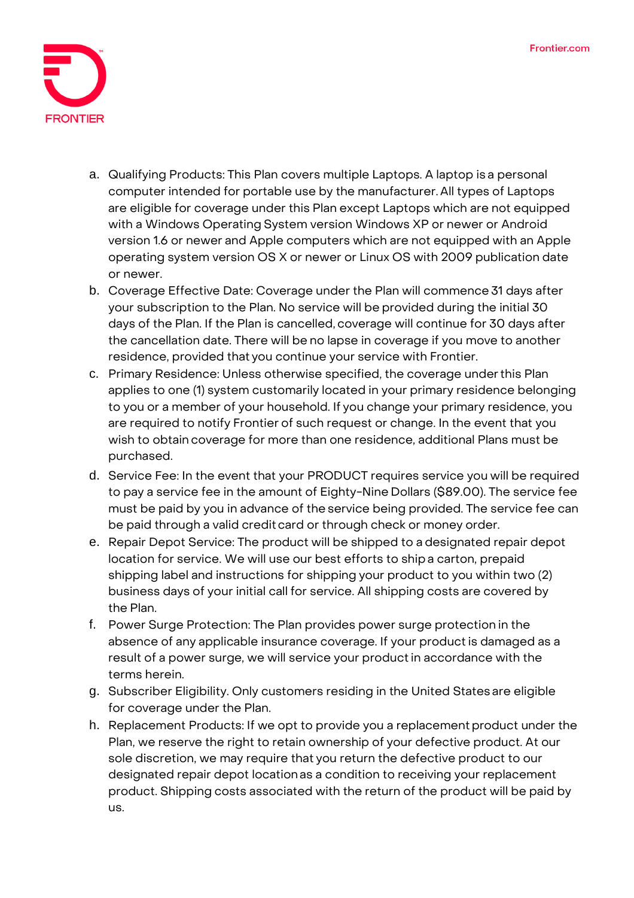a. Qualifying Products: This Plan covers multiple Laptops. A laptop is a personal computer intended for portable use by the manufacturer. All types of Laptops are eligible for coverage under this Plan except Laptops which are not equipped with a Windows Operating System version Windows XP or newer or Android version 1.6 or newer and Apple computers which are not equipped with an Apple operating system version OS X or newer or Linux OS with 2009 publication date or newer.

b. Coverage Effective Date: Coverage under the Plan will commence 31 days after your subscription to the Plan. No service will be provided during the initial 30 days of the Plan. If the Plan is cancelled, coverage will continue for 30 days after the cancellation date. There will be no lapse in coverage if you move to another residence, provided that you continue your service with Frontier.

c. Primary Residence: Unless otherwise specified, the coverage under this Plan applies to one (1) system customarily located in your primary residence belonging to you or a member of your household. If you change your primary residence, you are required to notify Frontier of such request or change. In the event that you wish to obtain coverage for more than one residence, additional Plans must be purchased.

d. Service Fee: In the event that your PRODUCT requires service you will be required to pay a service fee in the amount of Eighty-Nine Dollars ($89.00). The service fee must be paid by you in advance of the service being provided. The service fee can be paid through a valid credit card or through check or money order.

e. Repair Depot Service: The product will be shipped to a designated repair depot location for service. We will use our best efforts to ship a carton, prepaid shipping label and instructions for shipping your product to you within two (2) business days of your initial call for service. All shipping costs are covered by the Plan.

f. Power Surge Protection: The Plan provides power surge protection in the absence of any applicable insurance coverage. If your product is damaged as a result of a power surge, we will service your product in accordance with the terms herein.

g. Subscriber Eligibility. Only customers residing in the United States are eligible for coverage under the Plan.

h. Replacement Products: If we opt to provide you a replacement product under the Plan, we reserve the right to retain ownership of your defective product. At our sole discretion, we may require that you return the defective product to our designated repair depot location as a condition to receiving your replacement product. Shipping costs associated with the return of the product will be paid by us.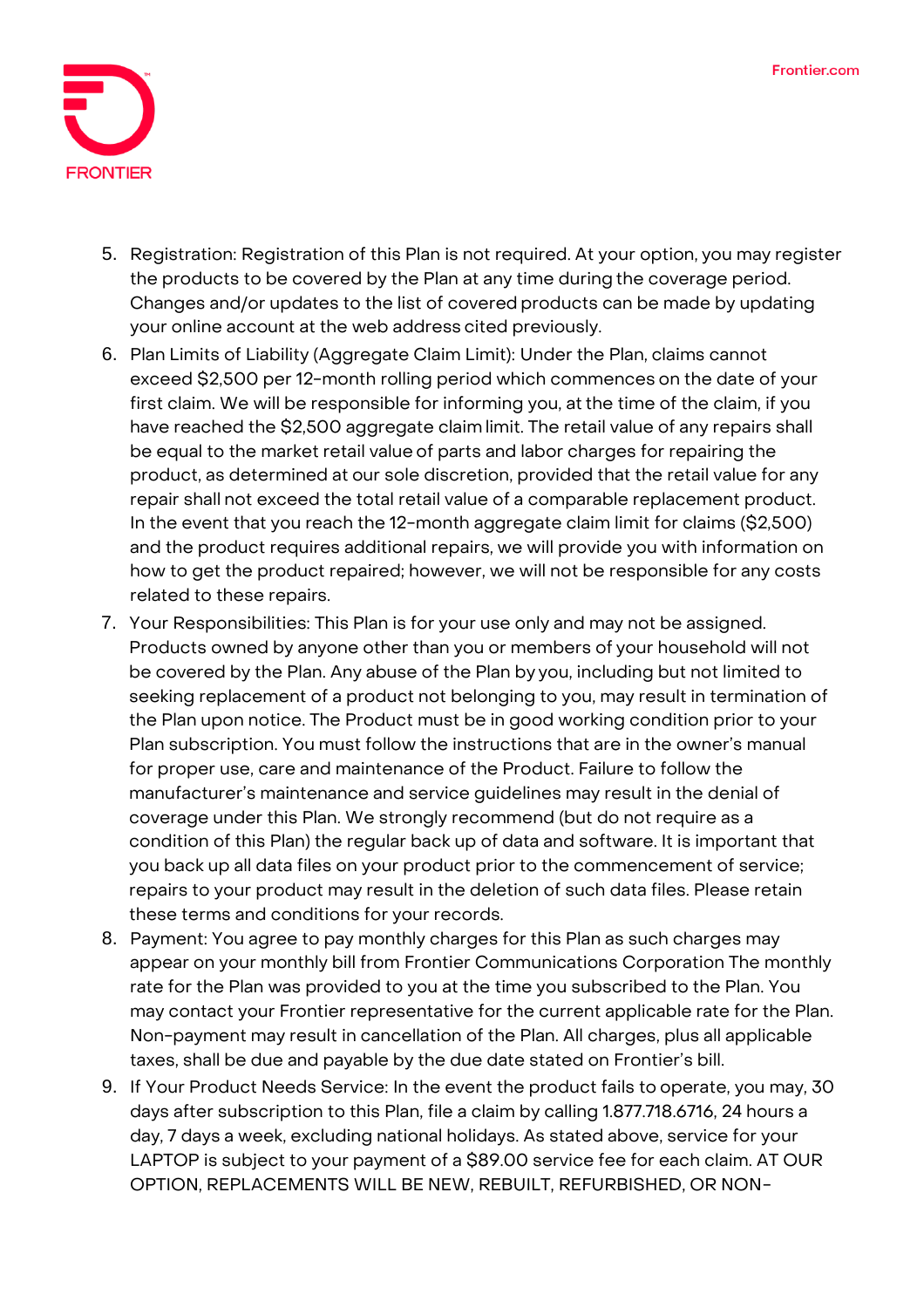5. Registration: Registration of this Plan is not required. At your option, you may register the products to be covered by the Plan at any time during the coverage period. Changes and/or updates to the list of covered products can be made by updating your online account at the web address cited previously.
6. Plan Limits of Liability (Aggregate Claim Limit): Under the Plan, claims cannot exceed $2,500 per 12-month rolling period which commences on the date of your first claim. We will be responsible for informing you, at the time of the claim, if you have reached the $2,500 aggregate claim limit. The retail value of any repairs shall be equal to the market retail value of parts and labor charges for repairing the product, as determined at our sole discretion, provided that the retail value for any repair shall not exceed the total retail value of a comparable replacement product. In the event that you reach the 12-month aggregate claim limit for claims ($2,500) and the product requires additional repairs, we will provide you with information on how to get the product repaired; however, we will not be responsible for any costs related to these repairs.
7. Your Responsibilities: This Plan is for your use only and may not be assigned. Products owned by anyone other than you or members of your household will not be covered by the Plan. Any abuse of the Plan by you, including but not limited to seeking replacement of a product not belonging to you, may result in termination of the Plan upon notice. The Product must be in good working condition prior to your Plan subscription. You must follow the instructions that are in the owner's manual for proper use, care and maintenance of the Product. Failure to follow the manufacturer's maintenance and service guidelines may result in the denial of coverage under this Plan. We strongly recommend (but do not require as a condition of this Plan) the regular back up of data and software. It is important that you back up all data files on your product prior to the commencement of service; repairs to your product may result in the deletion of such data files. Please retain these terms and conditions for your records.
8. Payment: You agree to pay monthly charges for this Plan as such charges may appear on your monthly bill from Frontier Communications Corporation The monthly rate for the Plan was provided to you at the time you subscribed to the Plan. You may contact your Frontier representative for the current applicable rate for the Plan. Non-payment may result in cancellation of the Plan. All charges, plus all applicable taxes, shall be due and payable by the due date stated on Frontier's bill.
9. If Your Product Needs Service: In the event the product fails to operate, you may, 30 days after subscription to this Plan, file a claim by calling 1.877.718.6716, 24 hours a day, 7 days a week, excluding national holidays. As stated above, service for your LAPTOP is subject to your payment of a $89.00 service fee for each claim. AT OUR OPTION, REPLACEMENTS WILL BE NEW, REBUILT, REFURBISHED, OR NON-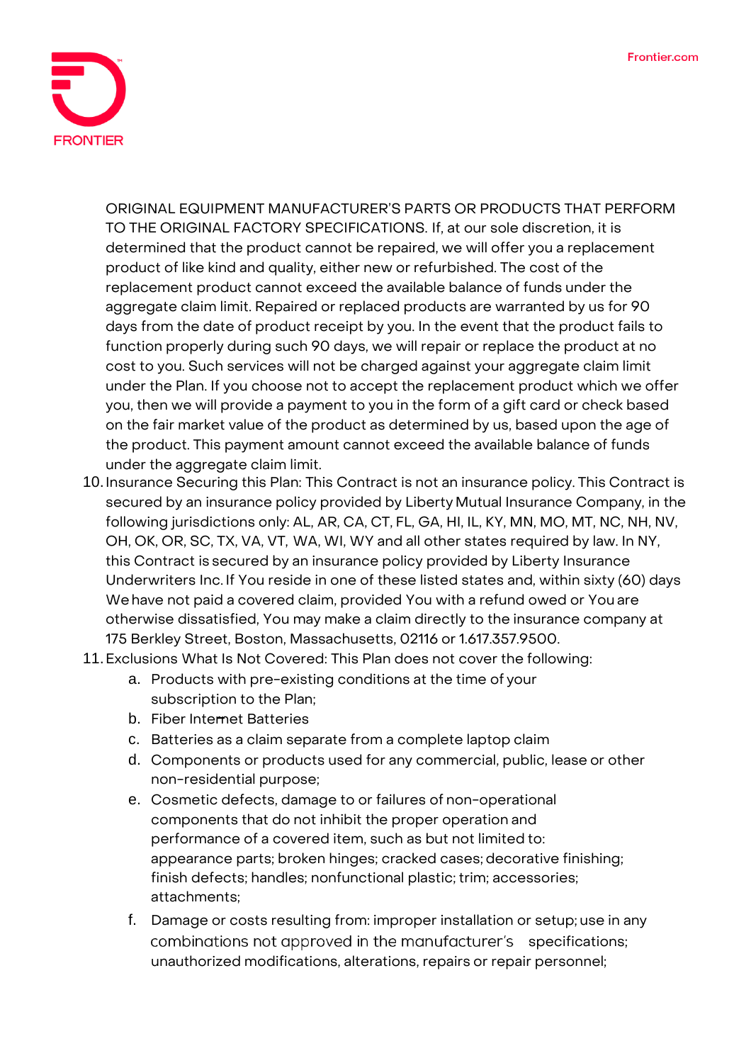ORIGINAL EQUIPMENT MANUFACTURER'S PARTS OR PRODUCTS THAT PERFORM TO THE ORIGINAL FACTORY SPECIFICATIONS. If, at our sole discretion, it is determined that the product cannot be repaired, we will offer you a replacement product of like kind and quality, either new or refurbished. The cost of the replacement product cannot exceed the available balance of funds under the aggregate claim limit. Repaired or replaced products are warranted by us for 90 days from the date of product receipt by you. In the event that the product fails to function properly during such 90 days, we will repair or replace the product at no cost to you. Such services will not be charged against your aggregate claim limit under the Plan. If you choose not to accept the replacement product which we offer you, then we will provide a payment to you in the form of a gift card or check based on the fair market value of the product as determined by us, based upon the age of the product. This payment amount cannot exceed the available balance of funds under the aggregate claim limit.

10. Insurance Securing this Plan: This Contract is not an insurance policy. This Contract is secured by an insurance policy provided by Liberty Mutual Insurance Company, in the following jurisdictions only: AL, AR, CA, CT, FL, GA, HI, IL, KY, MN, MO, MT, NC, NH, NV, OH, OK, OR, SC, TX, VA, VT, WA, WI, WY and all other states required by law. In NY, this Contract is secured by an insurance policy provided by Liberty Insurance Underwriters Inc. If You reside in one of these listed states and, within sixty (60) days We have not paid a covered claim, provided You with a refund owed or You are otherwise dissatisfied, You may make a claim directly to the insurance company at 175 Berkley Street, Boston, Massachusetts, 02116 or 1.617.357.9500.
11. Exclusions What Is Not Covered: This Plan does not cover the following:
    a. Products with pre-existing conditions at the time of your subscription to the Plan;
    b. Fiber Internet Batteries
    c. Batteries as a claim separate from a complete laptop claim
    d. Components or products used for any commercial, public, lease or other non-residential purpose;
    e. Cosmetic defects, damage to or failures of non-operational components that do not inhibit the proper operation and performance of a covered item, such as but not limited to: appearance parts; broken hinges; cracked cases; decorative finishing; finish defects; handles; nonfunctional plastic; trim; accessories; attachments;
    f. Damage or costs resulting from: improper installation or setup; use in any combinations not approved in the manufacturer's specifications; unauthorized modifications, alterations, repairs or repair personnel;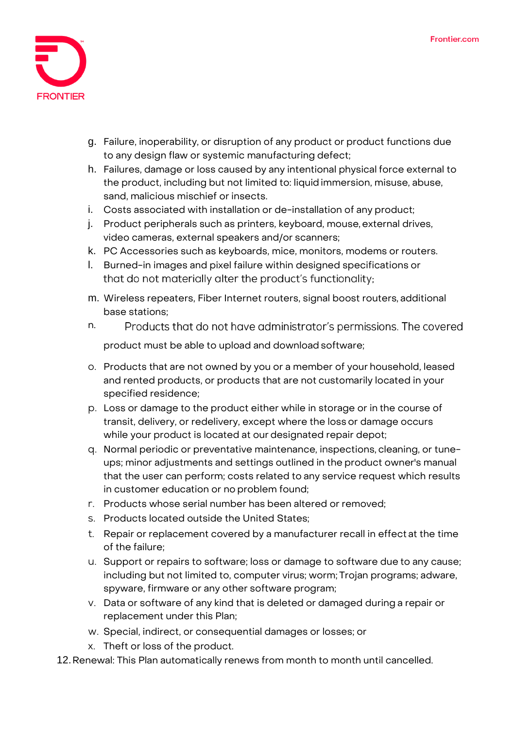g. Failure, inoperability, or disruption of any product or product functions due to any design flaw or systemic manufacturing defect;
h. Failures, damage or loss caused by any intentional physical force external to the product, including but not limited to: liquid immersion, misuse, abuse, sand, malicious mischief or insects.
i. Costs associated with installation or de-installation of any product;
j. Product peripherals such as printers, keyboard, mouse, external drives, video cameras, external speakers and/or scanners;
k. PC Accessories such as keyboards, mice, monitors, modems or routers.
l. Burned-in images and pixel failure within designed specifications or that do not materially alter the product's functionality;
m. Wireless repeaters, Fiber Internet routers, signal boost routers, additional base stations;
n. Products that do not have administrator's permissions. The covered product must be able to upload and download software;
o. Products that are not owned by you or a member of your household, leased and rented products, or products that are not customarily located in your specified residence;
p. Loss or damage to the product either while in storage or in the course of transit, delivery, or redelivery, except where the loss or damage occurs while your product is located at our designated repair depot;
q. Normal periodic or preventative maintenance, inspections, cleaning, or tune-ups; minor adjustments and settings outlined in the product owner's manual that the user can perform; costs related to any service request which results in customer education or no problem found;
r. Products whose serial number has been altered or removed;
s. Products located outside the United States;
t. Repair or replacement covered by a manufacturer recall in effect at the time of the failure;
u. Support or repairs to software; loss or damage to software due to any cause; including but not limited to, computer virus; worm; Trojan programs; adware, spyware, firmware or any other software program;
v. Data or software of any kind that is deleted or damaged during a repair or replacement under this Plan;
w. Special, indirect, or consequential damages or losses; or
x. Theft or loss of the product.

12. Renewal: This Plan automatically renews from month to month until cancelled.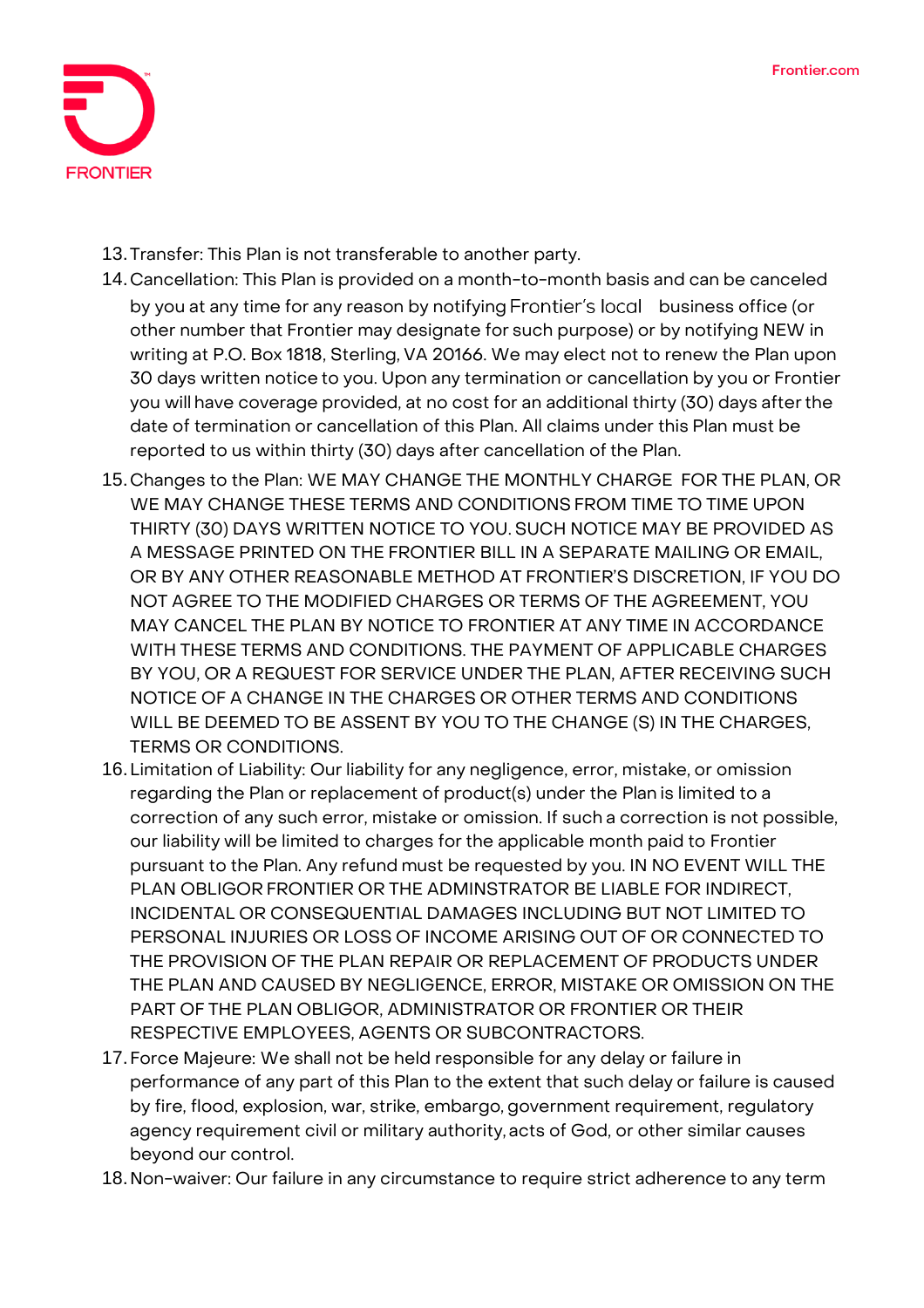13. Transfer: This Plan is not transferable to another party.
14. Cancellation: This Plan is provided on a month-to-month basis and can be canceled by you at any time for any reason by notifying Frontier's local business office (or other number that Frontier may designate for such purpose) or by notifying NEW in writing at P.O. Box 1818, Sterling, VA 20166. We may elect not to renew the Plan upon 30 days written notice to you. Upon any termination or cancellation by you or Frontier you will have coverage provided, at no cost for an additional thirty (30) days after the date of termination or cancellation of this Plan. All claims under this Plan must be reported to us within thirty (30) days after cancellation of the Plan.
15. Changes to the Plan: WE MAY CHANGE THE MONTHLY CHARGE FOR THE PLAN, OR WE MAY CHANGE THESE TERMS AND CONDITIONS FROM TIME TO TIME UPON THIRTY (30) DAYS WRITTEN NOTICE TO YOU. SUCH NOTICE MAY BE PROVIDED AS A MESSAGE PRINTED ON THE FRONTIER BILL IN A SEPARATE MAILING OR EMAIL, OR BY ANY OTHER REASONABLE METHOD AT FRONTIER'S DISCRETION, IF YOU DO NOT AGREE TO THE MODIFIED CHARGES OR TERMS OF THE AGREEMENT, YOU MAY CANCEL THE PLAN BY NOTICE TO FRONTIER AT ANY TIME IN ACCORDANCE WITH THESE TERMS AND CONDITIONS. THE PAYMENT OF APPLICABLE CHARGES BY YOU, OR A REQUEST FOR SERVICE UNDER THE PLAN, AFTER RECEIVING SUCH NOTICE OF A CHANGE IN THE CHARGES OR OTHER TERMS AND CONDITIONS WILL BE DEEMED TO BE ASSENT BY YOU TO THE CHANGE (S) IN THE CHARGES, TERMS OR CONDITIONS.
16. Limitation of Liability: Our liability for any negligence, error, mistake, or omission regarding the Plan or replacement of product(s) under the Plan is limited to a correction of any such error, mistake or omission. If such a correction is not possible, our liability will be limited to charges for the applicable month paid to Frontier pursuant to the Plan. Any refund must be requested by you. IN NO EVENT WILL THE PLAN OBLIGOR FRONTIER OR THE ADMINSTRATOR BE LIABLE FOR INDIRECT, INCIDENTAL OR CONSEQUENTIAL DAMAGES INCLUDING BUT NOT LIMITED TO PERSONAL INJURIES OR LOSS OF INCOME ARISING OUT OF OR CONNECTED TO THE PROVISION OF THE PLAN REPAIR OR REPLACEMENT OF PRODUCTS UNDER THE PLAN AND CAUSED BY NEGLIGENCE, ERROR, MISTAKE OR OMISSION ON THE PART OF THE PLAN OBLIGOR, ADMINISTRATOR OR FRONTIER OR THEIR RESPECTIVE EMPLOYEES, AGENTS OR SUBCONTRACTORS.
17. Force Majeure: We shall not be held responsible for any delay or failure in performance of any part of this Plan to the extent that such delay or failure is caused by fire, flood, explosion, war, strike, embargo, government requirement, regulatory agency requirement civil or military authority, acts of God, or other similar causes beyond our control.
18. Non-waiver: Our failure in any circumstance to require strict adherence to any term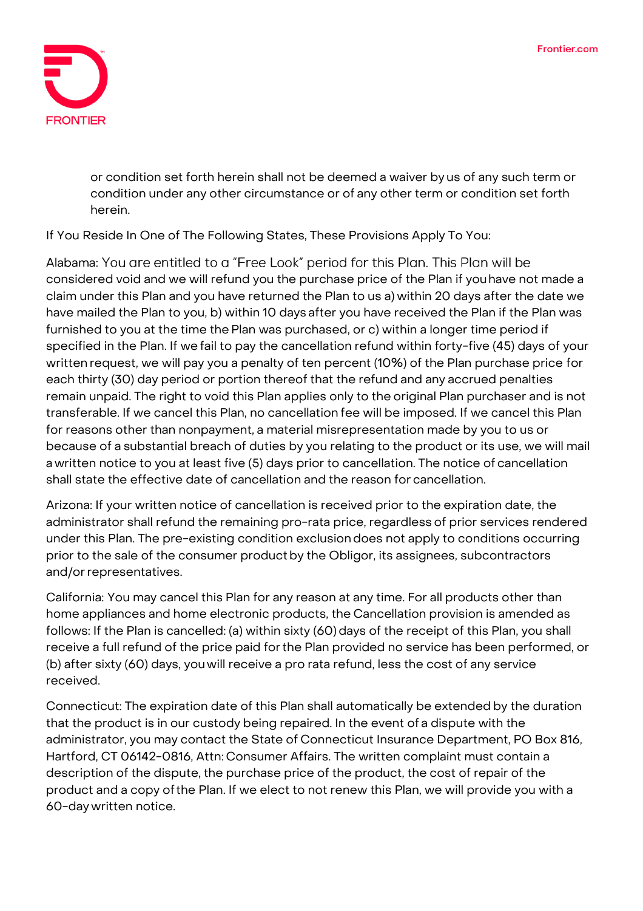or condition set forth herein shall not be deemed a waiver by us of any such term or condition under any other circumstance or of any other term or condition set forth herein.

If You Reside In One of The Following States, These Provisions Apply To You:

Alabama: You are entitled to a "Free Look" period for this Plan. This Plan will be considered void and we will refund you the purchase price of the Plan if you have not made a claim under this Plan and you have returned the Plan to us a) within 20 days after the date we have mailed the Plan to you, b) within 10 days after you have received the Plan if the Plan was furnished to you at the time the Plan was purchased, or c) within a longer time period if specified in the Plan. If we fail to pay the cancellation refund within forty-five (45) days of your written request, we will pay you a penalty of ten percent (10%) of the Plan purchase price for each thirty (30) day period or portion thereof that the refund and any accrued penalties remain unpaid. The right to void this Plan applies only to the original Plan purchaser and is not transferable. If we cancel this Plan, no cancellation fee will be imposed. If we cancel this Plan for reasons other than nonpayment, a material misrepresentation made by you to us or because of a substantial breach of duties by you relating to the product or its use, we will mail a written notice to you at least five (5) days prior to cancellation. The notice of cancellation shall state the effective date of cancellation and the reason for cancellation.

Arizona: If your written notice of cancellation is received prior to the expiration date, the administrator shall refund the remaining pro-rata price, regardless of prior services rendered under this Plan. The pre-existing condition exclusion does not apply to conditions occurring prior to the sale of the consumer product by the Obligor, its assignees, subcontractors and/or representatives.

California: You may cancel this Plan for any reason at any time. For all products other than home appliances and home electronic products, the Cancellation provision is amended as follows: If the Plan is cancelled: (a) within sixty (60) days of the receipt of this Plan, you shall receive a full refund of the price paid for the Plan provided no service has been performed, or (b) after sixty (60) days, you will receive a pro rata refund, less the cost of any service received.

Connecticut: The expiration date of this Plan shall automatically be extended by the duration that the product is in our custody being repaired. In the event of a dispute with the administrator, you may contact the State of Connecticut Insurance Department, PO Box 816, Hartford, CT 06142-0816, Attn: Consumer Affairs. The written complaint must contain a description of the dispute, the purchase price of the product, the cost of repair of the product and a copy of the Plan. If we elect to not renew this Plan, we will provide you with a 60-day written notice.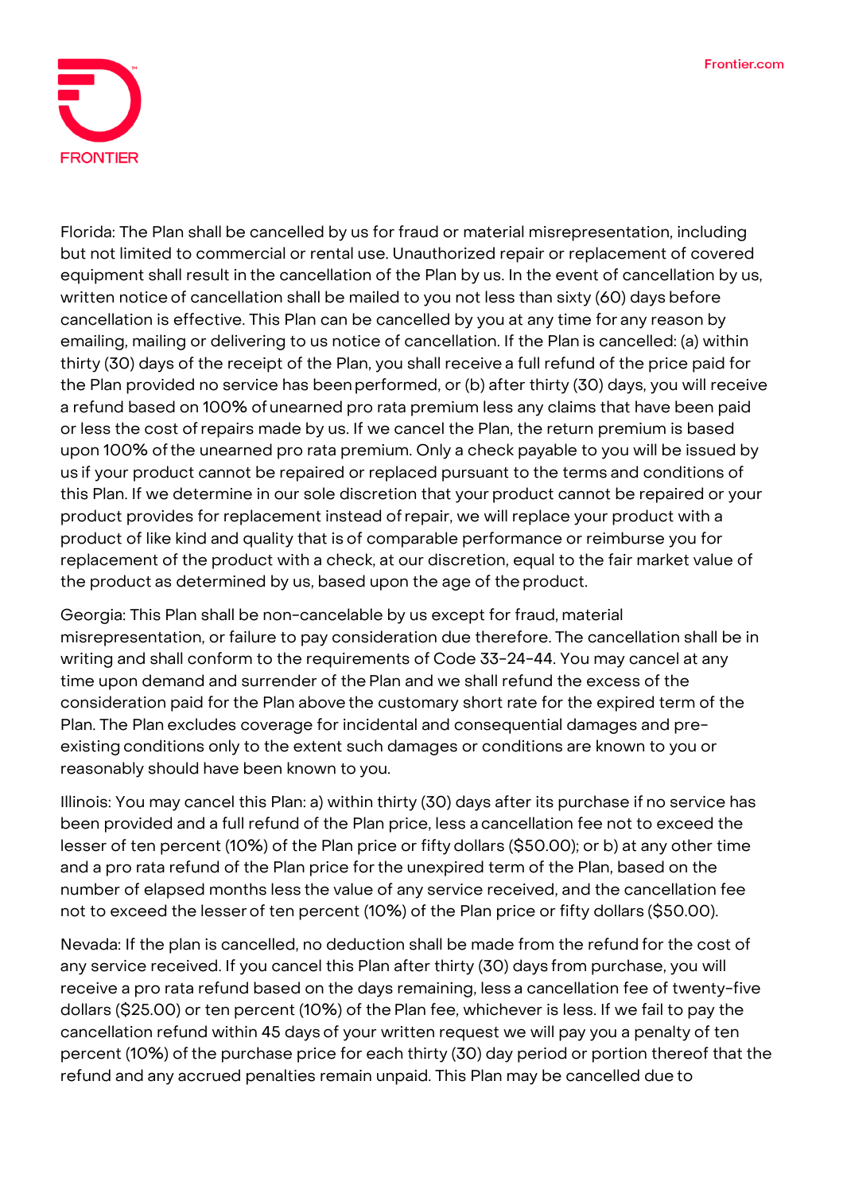Florida: The Plan shall be cancelled by us for fraud or material misrepresentation, including but not limited to commercial or rental use. Unauthorized repair or replacement of covered equipment shall result in the cancellation of the Plan by us. In the event of cancellation by us, written notice of cancellation shall be mailed to you not less than sixty (60) days before cancellation is effective. This Plan can be cancelled by you at any time for any reason by emailing, mailing or delivering to us notice of cancellation. If the Plan is cancelled: (a) within thirty (30) days of the receipt of the Plan, you shall receive a full refund of the price paid for the Plan provided no service has been performed, or (b) after thirty (30) days, you will receive a refund based on 100% of unearned pro rata premium less any claims that have been paid or less the cost of repairs made by us. If we cancel the Plan, the return premium is based upon 100% of the unearned pro rata premium. Only a check payable to you will be issued by us if your product cannot be repaired or replaced pursuant to the terms and conditions of this Plan. If we determine in our sole discretion that your product cannot be repaired or your product provides for replacement instead of repair, we will replace your product with a product of like kind and quality that is of comparable performance or reimburse you for replacement of the product with a check, at our discretion, equal to the fair market value of the product as determined by us, based upon the age of the product.

Georgia: This Plan shall be non-cancelable by us except for fraud, material misrepresentation, or failure to pay consideration due therefore. The cancellation shall be in writing and shall conform to the requirements of Code 33-24-44. You may cancel at any time upon demand and surrender of the Plan and we shall refund the excess of the consideration paid for the Plan above the customary short rate for the expired term of the Plan. The Plan excludes coverage for incidental and consequential damages and pre-existing conditions only to the extent such damages or conditions are known to you or reasonably should have been known to you.

Illinois: You may cancel this Plan: a) within thirty (30) days after its purchase if no service has been provided and a full refund of the Plan price, less a cancellation fee not to exceed the lesser of ten percent (10%) of the Plan price or fifty dollars ($50.00); or b) at any other time and a pro rata refund of the Plan price for the unexpired term of the Plan, based on the number of elapsed months less the value of any service received, and the cancellation fee not to exceed the lesser of ten percent (10%) of the Plan price or fifty dollars ($50.00).

Nevada: If the plan is cancelled, no deduction shall be made from the refund for the cost of any service received. If you cancel this Plan after thirty (30) days from purchase, you will receive a pro rata refund based on the days remaining, less a cancellation fee of twenty-five dollars ($25.00) or ten percent (10%) of the Plan fee, whichever is less. If we fail to pay the cancellation refund within 45 days of your written request we will pay you a penalty of ten percent (10%) of the purchase price for each thirty (30) day period or portion thereof that the refund and any accrued penalties remain unpaid. This Plan may be cancelled due to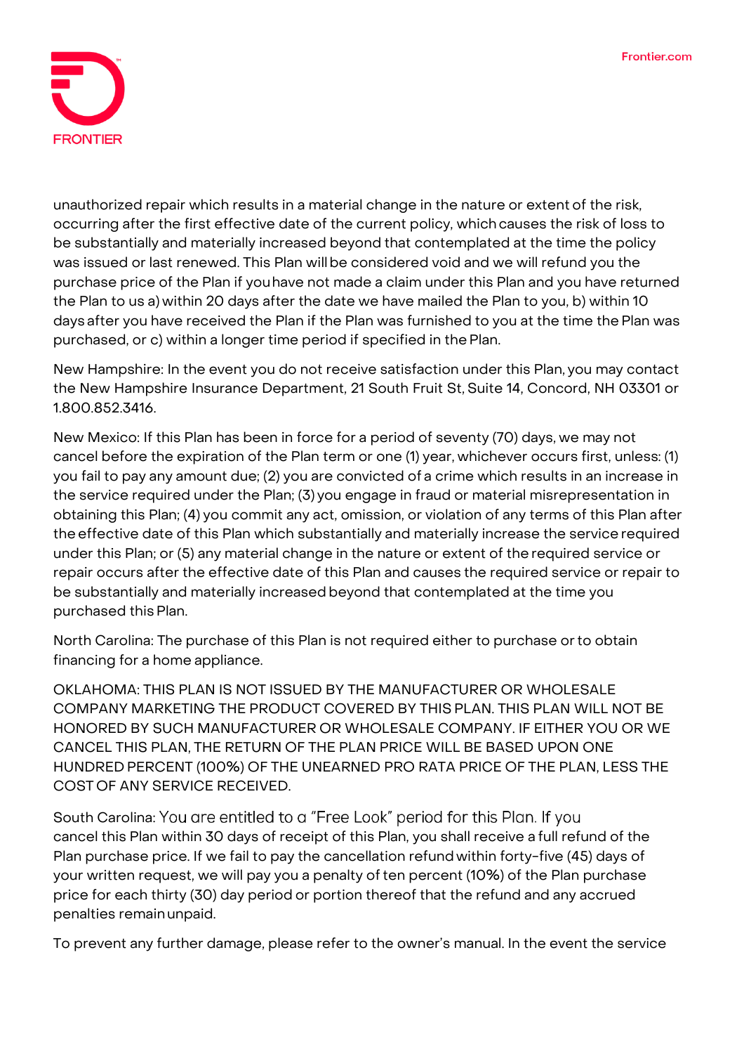unauthorized repair which results in a material change in the nature or extent of the risk, occurring after the first effective date of the current policy, which causes the risk of loss to be substantially and materially increased beyond that contemplated at the time the policy was issued or last renewed. This Plan will be considered void and we will refund you the purchase price of the Plan if you have not made a claim under this Plan and you have returned the Plan to us a) within 20 days after the date we have mailed the Plan to you, b) within 10 days after you have received the Plan if the Plan was furnished to you at the time the Plan was purchased, or c) within a longer time period if specified in the Plan.

New Hampshire: In the event you do not receive satisfaction under this Plan, you may contact the New Hampshire Insurance Department, 21 South Fruit St, Suite 14, Concord, NH 03301 or 1.800.852.3416.

New Mexico: If this Plan has been in force for a period of seventy (70) days, we may not cancel before the expiration of the Plan term or one (1) year, whichever occurs first, unless: (1) you fail to pay any amount due; (2) you are convicted of a crime which results in an increase in the service required under the Plan; (3) you engage in fraud or material misrepresentation in obtaining this Plan; (4) you commit any act, omission, or violation of any terms of this Plan after the effective date of this Plan which substantially and materially increase the service required under this Plan; or (5) any material change in the nature or extent of the required service or repair occurs after the effective date of this Plan and causes the required service or repair to be substantially and materially increased beyond that contemplated at the time you purchased this Plan.

North Carolina: The purchase of this Plan is not required either to purchase or to obtain financing for a home appliance.

OKLAHOMA: THIS PLAN IS NOT ISSUED BY THE MANUFACTURER OR WHOLESALE COMPANY MARKETING THE PRODUCT COVERED BY THIS PLAN. THIS PLAN WILL NOT BE HONORED BY SUCH MANUFACTURER OR WHOLESALE COMPANY. IF EITHER YOU OR WE CANCEL THIS PLAN, THE RETURN OF THE PLAN PRICE WILL BE BASED UPON ONE HUNDRED PERCENT (100%) OF THE UNEARNED PRO RATA PRICE OF THE PLAN, LESS THE COST OF ANY SERVICE RECEIVED.

South Carolina: You are entitled to a "Free Look" period for this Plan. If you cancel this Plan within 30 days of receipt of this Plan, you shall receive a full refund of the Plan purchase price. If we fail to pay the cancellation refund within forty-five (45) days of your written request, we will pay you a penalty of ten percent (10%) of the Plan purchase price for each thirty (30) day period or portion thereof that the refund and any accrued penalties remain unpaid.

To prevent any further damage, please refer to the owner's manual. In the event the service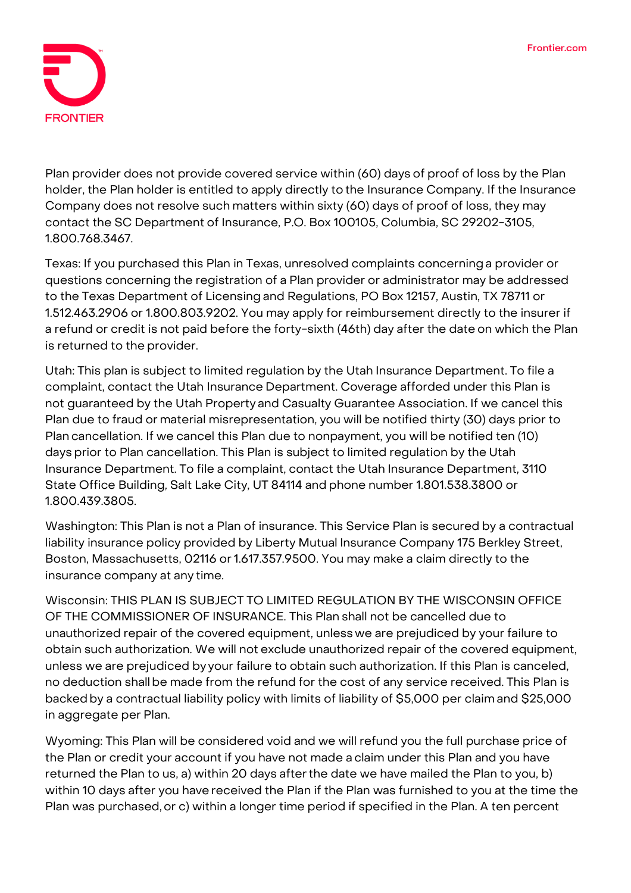Plan provider does not provide covered service within (60) days of proof of loss by the Plan holder, the Plan holder is entitled to apply directly to the Insurance Company. If the Insurance Company does not resolve such matters within sixty (60) days of proof of loss, they may contact the SC Department of Insurance, P.O. Box 100105, Columbia, SC 29202-3105, 1.800.768.3467.

Texas: If you purchased this Plan in Texas, unresolved complaints concerning a provider or questions concerning the registration of a Plan provider or administrator may be addressed to the Texas Department of Licensing and Regulations, PO Box 12157, Austin, TX 78711 or 1.512.463.2906 or 1.800.803.9202. You may apply for reimbursement directly to the insurer if a refund or credit is not paid before the forty-sixth (46th) day after the date on which the Plan is returned to the provider.

Utah: This plan is subject to limited regulation by the Utah Insurance Department. To file a complaint, contact the Utah Insurance Department. Coverage afforded under this Plan is not guaranteed by the Utah Property and Casualty Guarantee Association. If we cancel this Plan due to fraud or material misrepresentation, you will be notified thirty (30) days prior to Plan cancellation. If we cancel this Plan due to nonpayment, you will be notified ten (10) days prior to Plan cancellation. This Plan is subject to limited regulation by the Utah Insurance Department. To file a complaint, contact the Utah Insurance Department, 3110 State Office Building, Salt Lake City, UT 84114 and phone number 1.801.538.3800 or 1.800.439.3805.

Washington: This Plan is not a Plan of insurance. This Service Plan is secured by a contractual liability insurance policy provided by Liberty Mutual Insurance Company 175 Berkley Street, Boston, Massachusetts, 02116 or 1.617.357.9500. You may make a claim directly to the insurance company at any time.

Wisconsin: THIS PLAN IS SUBJECT TO LIMITED REGULATION BY THE WISCONSIN OFFICE OF THE COMMISSIONER OF INSURANCE. This Plan shall not be cancelled due to unauthorized repair of the covered equipment, unless we are prejudiced by your failure to obtain such authorization. We will not exclude unauthorized repair of the covered equipment, unless we are prejudiced by your failure to obtain such authorization. If this Plan is canceled, no deduction shall be made from the refund for the cost of any service received. This Plan is backed by a contractual liability policy with limits of liability of $5,000 per claim and $25,000 in aggregate per Plan.

Wyoming: This Plan will be considered void and we will refund you the full purchase price of the Plan or credit your account if you have not made a claim under this Plan and you have returned the Plan to us, a) within 20 days after the date we have mailed the Plan to you, b) within 10 days after you have received the Plan if the Plan was furnished to you at the time the Plan was purchased, or c) within a longer time period if specified in the Plan. A ten percent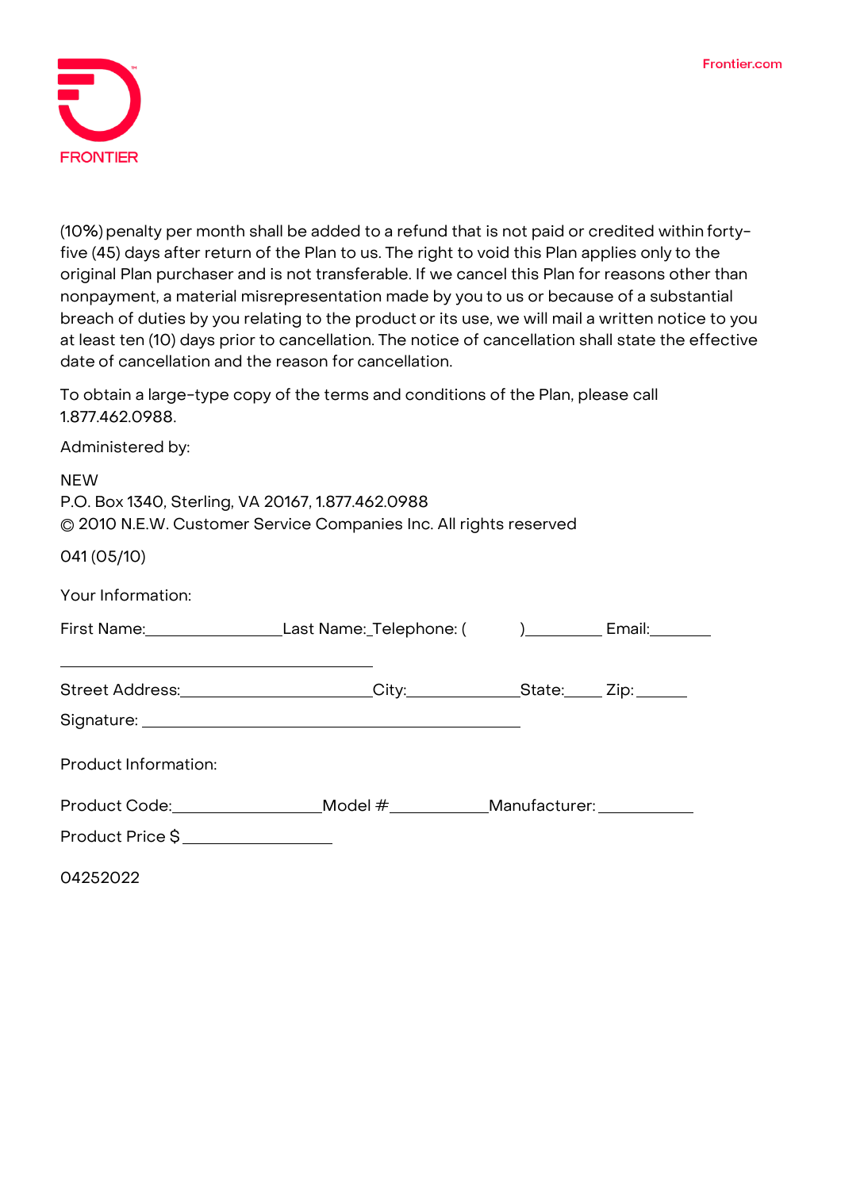(10%) penalty per month shall be added to a refund that is not paid or credited within forty-five (45) days after return of the Plan to us. The right to void this Plan applies only to the original Plan purchaser and is not transferable. If we cancel this Plan for reasons other than nonpayment, a material misrepresentation made by you to us or because of a substantial breach of duties by you relating to the product or its use, we will mail a written notice to you at least ten (10) days prior to cancellation. The notice of cancellation shall state the effective date of cancellation and the reason for cancellation.

To obtain a large-type copy of the terms and conditions of the Plan, please call 1.877.462.0988.

Administered by:

NEW
P.O. Box 1340, Sterling, VA 20167, 1.877.462.0988
© 2010 N.E.W. Customer Service Companies Inc. All rights reserved

041 (05/10)

Your Information:

First Name:________________ Last Name:_Telephone: (          )_________ Email:_______

________________________________________

Street Address:______________________ City:_____________ State:_____ Zip:______

Signature: ____________________________________________

Product Information:

Product Code:_________________ Model #___________ Manufacturer: ___________

Product Price $ _________________

04252022